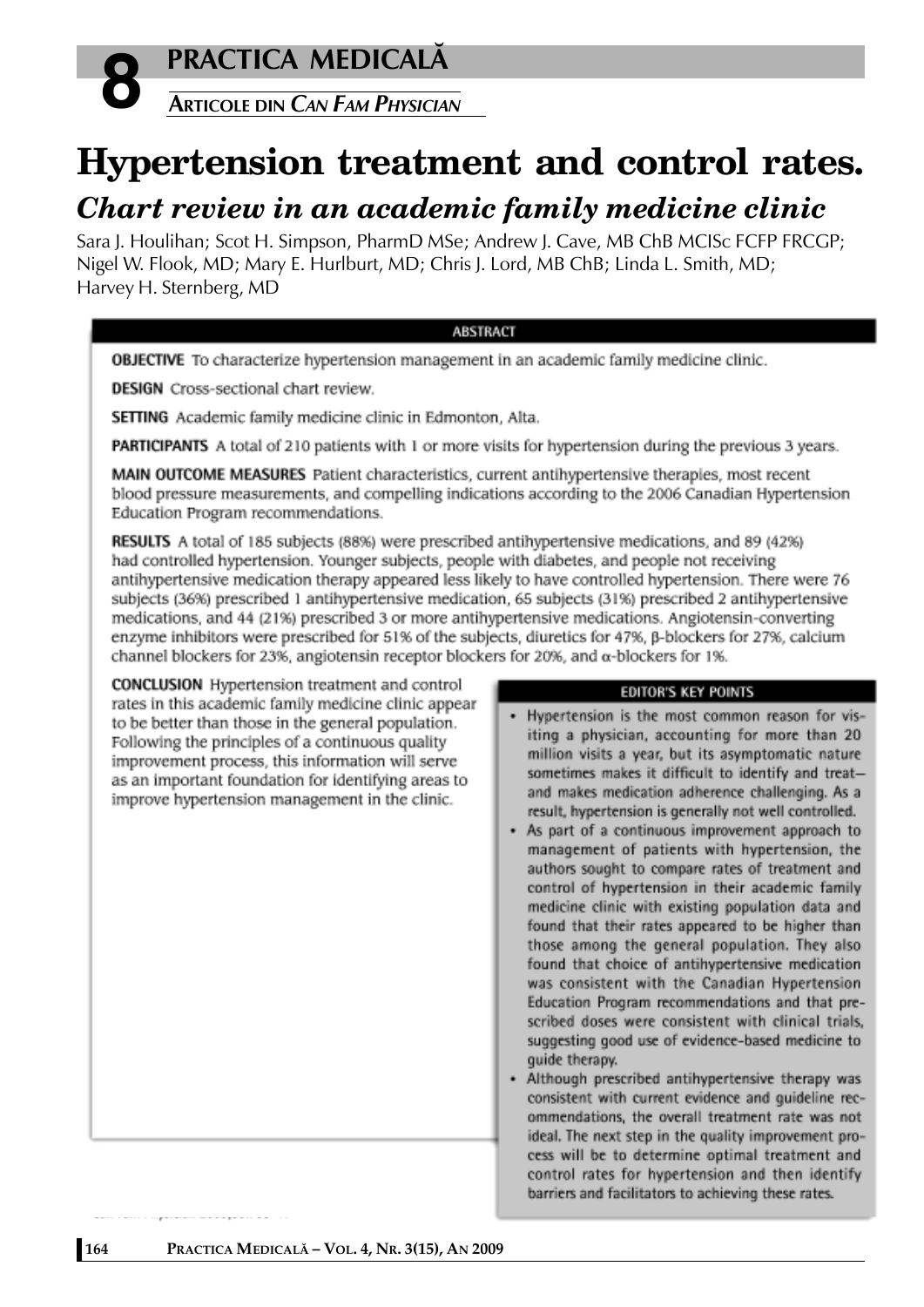# Hypertension treatment and control rates.

## *Chart review in an academic family medicine clinic*

Sara J. Houlihan; Scot H. Simpson, PharmD MSe; Andrew J. Cave, MB ChB MClSc FCFP FRCGP; Nigel W. Flook, MD; Mary E. Hurlburt, MD; Chris J. Lord, MB ChB; Linda L. Smith, MD; Harvey H. Sternberg, MD

### ABSTRACT

**OBJECTIVE** To characterize hypertension management in an academic family medicine clinic.

**DESIGN** Cross-sectional chart review.

**SETTING** Academic family medicine clinic in Edmonton, Alta.

**PARTICIPANTS** A total of 210 patients with 1 or more visits for hypertension during the previous 3 years.

**MAIN OUTCOME MEASURES** Patient characteristics, current antihypertensive therapies, most recent blood pressure measurements, and compelling indications according to the 2006 Canadian Hypertension Education Program recommendations.

**RESULTS** A total of 185 subjects (88%) were prescribed antihypertensive medications, and 89 (42%) had controlled hypertension. Younger subjects, people with diabetes, and people not receiving antihypertensive medication therapy appeared less likely to have controlled hypertension. There were 76 subjects (36%) prescribed 1 antihypertensive medication, 65 subjects (31%) prescribed 2 antihypertensive medications, and 44 (21%) prescribed 3 or more antihypertensive medications. Angiotensin-converting enzyme inhibitors were prescribed for 51% of the subjects, diuretics for 47%, β-blockers for 27%, calcium channel blockers for 23%, angiotensin receptor blockers for 20%, and α-blockers for 1%.

**CONCLUSION** Hypertension treatment and control rates in this academic family medicine clinic appear to be better than those in the general population. Following the principles of a continuous quality improvement process, this information will serve as an important foundation for identifying areas to improve hypertension management in the clinic.

### EDITOR'S KEY POINTS

- Hypertension is the most common reason for visiting a physician, accounting for more than 20 million visits a year, but its asymptomatic nature sometimes makes it difficult to identify and treat—and makes medication adherence challenging. As a result, hypertension is generally not well controlled.
- As part of a continuous improvement approach to management of patients with hypertension, the authors sought to compare rates of treatment and control of hypertension in their academic family medicine clinic with existing population data and found that their rates appeared to be higher than those among the general population. They also found that choice of antihypertensive medication was consistent with the Canadian Hypertension Education Program recommendations and that prescribed doses were consistent with clinical trials, suggesting good use of evidence-based medicine to guide therapy.
- Although prescribed antihypertensive therapy was consistent with current evidence and guideline recommendations, the overall treatment rate was not ideal. The next step in the quality improvement process will be to determine optimal treatment and control rates for hypertension and then identify barriers and facilitators to achieving these rates.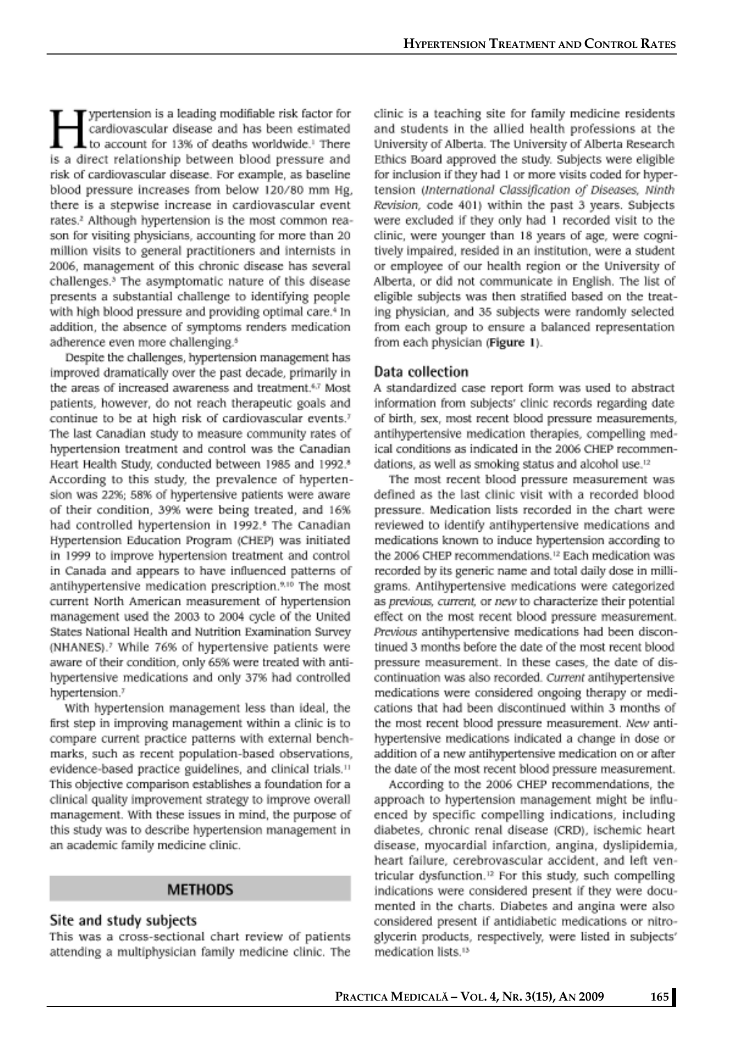Hypertension is a leading modifiable risk factor for cardiovascular disease and has been estimated to account for 13% of deaths worldwide.[1] There is a direct relationship between blood pressure and risk of cardiovascular disease. For example, as baseline blood pressure increases from below 120/80 mm Hg, there is a stepwise increase in cardiovascular event rates.[2] Although hypertension is the most common reason for visiting physicians, accounting for more than 20 million visits to general practitioners and internists in 2006, management of this chronic disease has several challenges.[3] The asymptomatic nature of this disease presents a substantial challenge to identifying people with high blood pressure and providing optimal care.[4] In addition, the absence of symptoms renders medication adherence even more challenging.[5]

Despite the challenges, hypertension management has improved dramatically over the past decade, primarily in the areas of increased awareness and treatment.[6,7] Most patients, however, do not reach therapeutic goals and continue to be at high risk of cardiovascular events.[7] The last Canadian study to measure community rates of hypertension treatment and control was the Canadian Heart Health Study, conducted between 1985 and 1992.[8] According to this study, the prevalence of hypertension was 22%; 58% of hypertensive patients were aware of their condition, 39% were being treated, and 16% had controlled hypertension in 1992.[8] The Canadian Hypertension Education Program (CHEP) was initiated in 1999 to improve hypertension treatment and control in Canada and appears to have influenced patterns of antihypertensive medication prescription.[9,10] The most current North American measurement of hypertension management used the 2003 to 2004 cycle of the United States National Health and Nutrition Examination Survey (NHANES).[7] While 76% of hypertensive patients were aware of their condition, only 65% were treated with antihypertensive medications and only 37% had controlled hypertension.[7]

With hypertension management less than ideal, the first step in improving management within a clinic is to compare current practice patterns with external benchmarks, such as recent population-based observations, evidence-based practice guidelines, and clinical trials.[11] This objective comparison establishes a foundation for a clinical quality improvement strategy to improve overall management. With these issues in mind, the purpose of this study was to describe hypertension management in an academic family medicine clinic.

## METHODS

### Site and study subjects

This was a cross-sectional chart review of patients attending a multiphysician family medicine clinic. The clinic is a teaching site for family medicine residents and students in the allied health professions at the University of Alberta. The University of Alberta Research Ethics Board approved the study. Subjects were eligible for inclusion if they had 1 or more visits coded for hypertension (*International Classification of Diseases, Ninth Revision*, code 401) within the past 3 years. Subjects were excluded if they only had 1 recorded visit to the clinic, were younger than 18 years of age, were cognitively impaired, resided in an institution, were a student or employee of our health region or the University of Alberta, or did not communicate in English. The list of eligible subjects was then stratified based on the treating physician, and 35 subjects were randomly selected from each group to ensure a balanced representation from each physician (**Figure 1**).

### Data collection

A standardized case report form was used to abstract information from subjects' clinic records regarding date of birth, sex, most recent blood pressure measurements, antihypertensive medication therapies, compelling medical conditions as indicated in the 2006 CHEP recommendations, as well as smoking status and alcohol use.[12]

The most recent blood pressure measurement was defined as the last clinic visit with a recorded blood pressure. Medication lists recorded in the chart were reviewed to identify antihypertensive medications and medications known to induce hypertension according to the 2006 CHEP recommendations.[12] Each medication was recorded by its generic name and total daily dose in milligrams. Antihypertensive medications were categorized as *previous*, *current*, or *new* to characterize their potential effect on the most recent blood pressure measurement. *Previous* antihypertensive medications had been discontinued 3 months before the date of the most recent blood pressure measurement. In these cases, the date of discontinuation was also recorded. *Current* antihypertensive medications were considered ongoing therapy or medications that had been discontinued within 3 months of the most recent blood pressure measurement. *New* antihypertensive medications indicated a change in dose or addition of a new antihypertensive medication on or after the date of the most recent blood pressure measurement.

According to the 2006 CHEP recommendations, the approach to hypertension management might be influenced by specific compelling indications, including diabetes, chronic renal disease (CRD), ischemic heart disease, myocardial infarction, angina, dyslipidemia, heart failure, cerebrovascular accident, and left ventricular dysfunction.[12] For this study, such compelling indications were considered present if they were documented in the charts. Diabetes and angina were also considered present if antidiabetic medications or nitroglycerin products, respectively, were listed in subjects' medication lists.[13]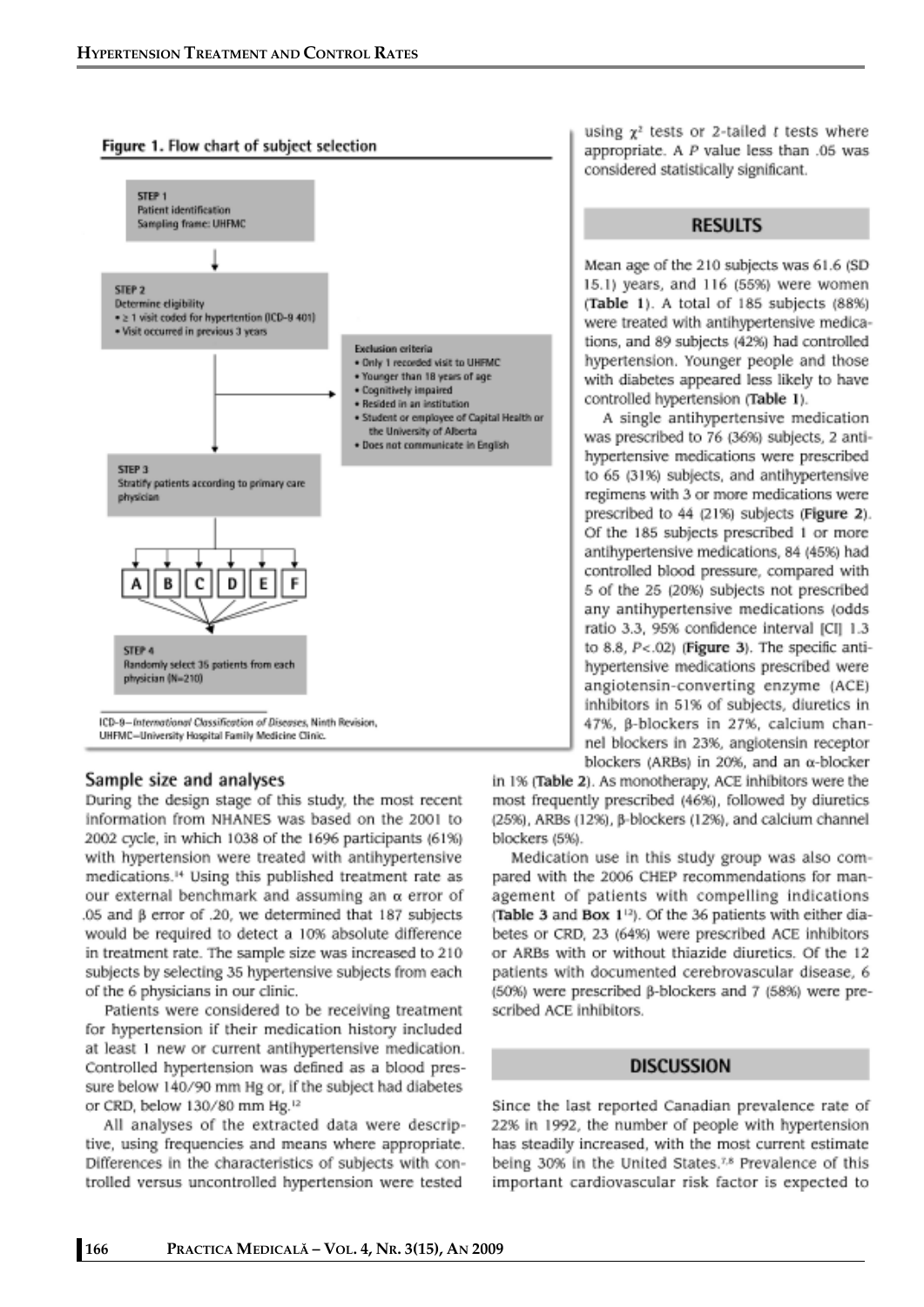**Figure 1. Flow chart of subject selection**

STEP 1
Patient identification
Sampling frame: UHFMC

STEP 2
Determine eligibility
- ≥ 1 visit coded for hypertension (ICD-9 401)
- Visit occurred in previous 3 years

Exclusion criteria
- Only 1 recorded visit to UHFMC
- Younger than 18 years of age
- Cognitively impaired
- Resided in an institution
- Student or employee of Capital Health or the University of Alberta
- Does not communicate in English

STEP 3
Stratify patients according to primary care physician

A B C D E F

STEP 4
Randomly select 35 patients from each physician (N=210)

ICD-9—*International Classification of Diseases*, Ninth Revision, UHFMC—University Hospital Family Medicine Clinic.

## Sample size and analyses

During the design stage of this study, the most recent information from NHANES was based on the 2001 to 2002 cycle, in which 1038 of the 1696 participants (61%) with hypertension were treated with antihypertensive medications.[14] Using this published treatment rate as our external benchmark and assuming an $\alpha$ error of .05 and $\beta$ error of .20, we determined that 187 subjects would be required to detect a 10% absolute difference in treatment rate. The sample size was increased to 210 subjects by selecting 35 hypertensive subjects from each of the 6 physicians in our clinic.

Patients were considered to be receiving treatment for hypertension if their medication history included at least 1 new or current antihypertensive medication. Controlled hypertension was defined as a blood pressure below 140/90 mm Hg or, if the subject had diabetes or CRD, below 130/80 mm Hg.[12]

All analyses of the extracted data were descriptive, using frequencies and means where appropriate. Differences in the characteristics of subjects with controlled versus uncontrolled hypertension were tested using $\chi^2$ tests or 2-tailed $t$ tests where appropriate. A $P$ value less than .05 was considered statistically significant.

## RESULTS

Mean age of the 210 subjects was 61.6 (SD 15.1) years, and 116 (55%) were women (**Table 1**). A total of 185 subjects (88%) were treated with antihypertensive medications, and 89 subjects (42%) had controlled hypertension. Younger people and those with diabetes appeared less likely to have controlled hypertension (**Table 1**).

A single antihypertensive medication was prescribed to 76 (36%) subjects, 2 antihypertensive medications were prescribed to 65 (31%) subjects, and antihypertensive regimens with 3 or more medications were prescribed to 44 (21%) subjects (**Figure 2**). Of the 185 subjects prescribed 1 or more antihypertensive medications, 84 (45%) had controlled blood pressure, compared with 5 of the 25 (20%) subjects not prescribed any antihypertensive medications (odds ratio 3.3, 95% confidence interval [CI] 1.3 to 8.8, $P<.02$) (**Figure 3**). The specific antihypertensive medications prescribed were angiotensin-converting enzyme (ACE) inhibitors in 51% of subjects, diuretics in 47%, β-blockers in 27%, calcium channel blockers in 23%, angiotensin receptor blockers (ARBs) in 20%, and an α-blocker in 1% (**Table 2**). As monotherapy, ACE inhibitors were the most frequently prescribed (46%), followed by diuretics (25%), ARBs (12%), β-blockers (12%), and calcium channel blockers (5%).

Medication use in this study group was also compared with the 2006 CHEP recommendations for management of patients with compelling indications (**Table 3** and **Box 1**[12]). Of the 36 patients with either diabetes or CRD, 23 (64%) were prescribed ACE inhibitors or ARBs with or without thiazide diuretics. Of the 12 patients with documented cerebrovascular disease, 6 (50%) were prescribed β-blockers and 7 (58%) were prescribed ACE inhibitors.

## DISCUSSION

Since the last reported Canadian prevalence rate of 22% in 1992, the number of people with hypertension has steadily increased, with the most current estimate being 30% in the United States.[7,8] Prevalence of this important cardiovascular risk factor is expected to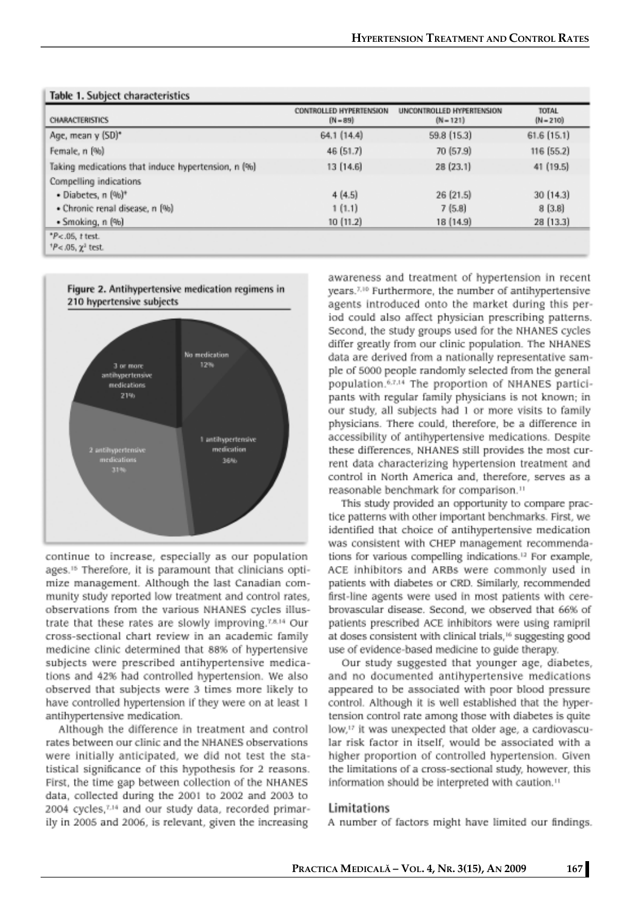Table 1. Subject characteristics

| CHARACTERISTICS | CONTROLLED HYPERTENSION (N = 89) | UNCONTROLLED HYPERTENSION (N = 121) | TOTAL (N = 210) |
|---|---|---|---|
| Age, mean y (SD)* | 64.1 (14.4) | 59.8 (15.3) | 61.6 (15.1) |
| Female, n (%) | 46 (51.7) | 70 (57.9) | 116 (55.2) |
| Taking medications that induce hypertension, n (%) | 13 (14.6) | 28 (23.1) | 41 (19.5) |
| Compelling indications | | | |
| • Diabetes, n (%)† | 4 (4.5) | 26 (21.5) | 30 (14.3) |
| • Chronic renal disease, n (%) | 1 (1.1) | 7 (5.8) | 8 (3.8) |
| • Smoking, n (%) | 10 (11.2) | 18 (14.9) | 28 (13.3) |

*$P<.05$, $t$ test.
†$P<.05$, $\chi^2$ test.

Figure 2. Antihypertensive medication regimens in 210 hypertensive subjects

No medication 12%; 1 antihypertensive medication 36%; 2 antihypertensive medications 31%; 3 or more antihypertensive medications 21%

continue to increase, especially as our population ages.[15] Therefore, it is paramount that clinicians optimize management. Although the last Canadian community study reported low treatment and control rates, observations from the various NHANES cycles illustrate that these rates are slowly improving.[7,8,14] Our cross-sectional chart review in an academic family medicine clinic determined that 88% of hypertensive subjects were prescribed antihypertensive medications and 42% had controlled hypertension. We also observed that subjects were 3 times more likely to have controlled hypertension if they were on at least 1 antihypertensive medication.

Although the difference in treatment and control rates between our clinic and the NHANES observations were initially anticipated, we did not test the statistical significance of this hypothesis for 2 reasons. First, the time gap between collection of the NHANES data, collected during the 2001 to 2002 and 2003 to 2004 cycles,[7,14] and our study data, recorded primarily in 2005 and 2006, is relevant, given the increasing awareness and treatment of hypertension in recent years.[7,10] Furthermore, the number of antihypertensive agents introduced onto the market during this period could also affect physician prescribing patterns. Second, the study groups used for the NHANES cycles differ greatly from our clinic population. The NHANES data are derived from a nationally representative sample of 5000 people randomly selected from the general population.[6,7,14] The proportion of NHANES participants with regular family physicians is not known; in our study, all subjects had 1 or more visits to family physicians. There could, therefore, be a difference in accessibility of antihypertensive medications. Despite these differences, NHANES still provides the most current data characterizing hypertension treatment and control in North America and, therefore, serves as a reasonable benchmark for comparison.[11]

This study provided an opportunity to compare practice patterns with other important benchmarks. First, we identified that choice of antihypertensive medication was consistent with CHEP management recommendations for various compelling indications.[12] For example, ACE inhibitors and ARBs were commonly used in patients with diabetes or CRD. Similarly, recommended first-line agents were used in most patients with cerebrovascular disease. Second, we observed that 66% of patients prescribed ACE inhibitors were using ramipril at doses consistent with clinical trials,[16] suggesting good use of evidence-based medicine to guide therapy.

Our study suggested that younger age, diabetes, and no documented antihypertensive medications appeared to be associated with poor blood pressure control. Although it is well established that the hypertension control rate among those with diabetes is quite low,[17] it was unexpected that older age, a cardiovascular risk factor in itself, would be associated with a higher proportion of controlled hypertension. Given the limitations of a cross-sectional study, however, this information should be interpreted with caution.[11]

## Limitations

A number of factors might have limited our findings.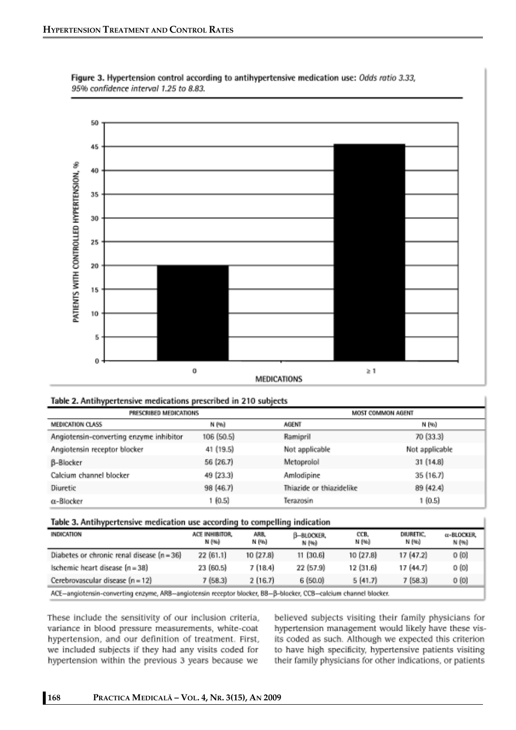**Figure 3. Hypertension control according to antihypertensive medication use:** *Odds ratio 3.33, 95% confidence interval 1.25 to 8.83.*

**Table 2. Antihypertensive medications prescribed in 210 subjects**

| PRESCRIBED MEDICATIONS | | MOST COMMON AGENT | |
|---|---|---|---|
| MEDICATION CLASS | N (%) | AGENT | N (%) |
| Angiotensin-converting enzyme inhibitor | 106 (50.5) | Ramipril | 70 (33.3) |
| Angiotensin receptor blocker | 41 (19.5) | Not applicable | Not applicable |
| β-Blocker | 56 (26.7) | Metoprolol | 31 (14.8) |
| Calcium channel blocker | 49 (23.3) | Amlodipine | 35 (16.7) |
| Diuretic | 98 (46.7) | Thiazide or thiazidelike | 89 (42.4) |
| α-Blocker | 1 (0.5) | Terazosin | 1 (0.5) |

**Table 3. Antihypertensive medication use according to compelling indication**

| INDICATION | ACE INHIBITOR, N (%) | ARB, N (%) | β-BLOCKER, N (%) | CCB, N (%) | DIURETIC, N (%) | α-BLOCKER, N (%) |
|---|---|---|---|---|---|---|
| Diabetes or chronic renal disease (n = 36) | 22 (61.1) | 10 (27.8) | 11 (30.6) | 10 (27.8) | 17 (47.2) | 0 (0) |
| Ischemic heart disease (n = 38) | 23 (60.5) | 7 (18.4) | 22 (57.9) | 12 (31.6) | 17 (44.7) | 0 (0) |
| Cerebrovascular disease (n = 12) | 7 (58.3) | 2 (16.7) | 6 (50.0) | 5 (41.7) | 7 (58.3) | 0 (0) |

ACE—angiotensin-converting enzyme, ARB—angiotensin receptor blocker, BB—β-blocker, CCB—calcium channel blocker.

These include the sensitivity of our inclusion criteria, variance in blood pressure measurements, white-coat hypertension, and our definition of treatment. First, we included subjects if they had any visits coded for hypertension within the previous 3 years because we believed subjects visiting their family physicians for hypertension management would likely have these visits coded as such. Although we expected this criterion to have high specificity, hypertensive patients visiting their family physicians for other indications, or patients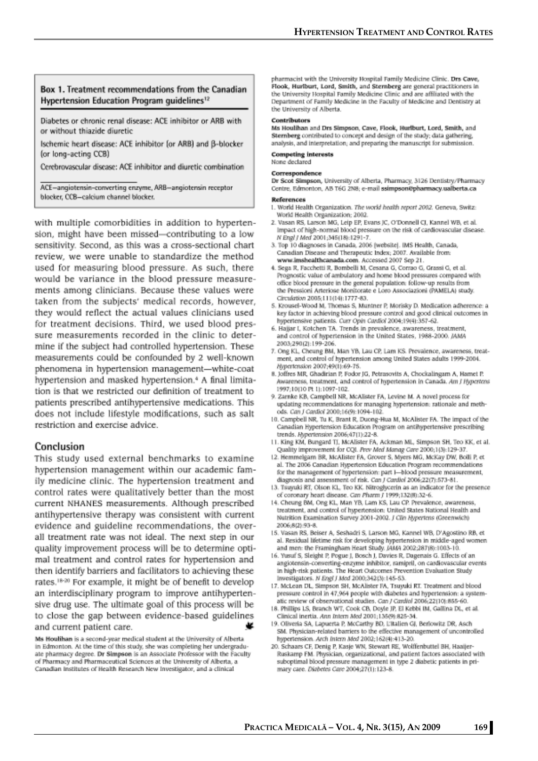**Box 1. Treatment recommendations from the Canadian Hypertension Education Program guidelines[12]**

Diabetes or chronic renal disease: ACE inhibitor or ARB with or without thiazide diuretic

Ischemic heart disease: ACE inhibitor (or ARB) and β-blocker (or long-acting CCB)

Cerebrovascular disease: ACE inhibitor and diuretic combination

ACE—angiotensin-converting enzyme, ARB—angiotensin receptor blocker, CCB—calcium channel blocker.

with multiple comorbidities in addition to hypertension, might have been missed—contributing to a low sensitivity. Second, as this was a cross-sectional chart review, we were unable to standardize the method used for measuring blood pressure. As such, there would be variance in the blood pressure measurements among clinicians. Because these values were taken from the subjects' medical records, however, they would reflect the actual values clinicians used for treatment decisions. Third, we used blood pressure measurements recorded in the clinic to determine if the subject had controlled hypertension. These measurements could be confounded by 2 well-known phenomena in hypertension management—white-coat hypertension and masked hypertension.[4] A final limitation is that we restricted our definition of treatment to patients prescribed antihypertensive medications. This does not include lifestyle modifications, such as salt restriction and exercise advice.

## Conclusion

This study used external benchmarks to examine hypertension management within our academic family medicine clinic. The hypertension treatment and control rates were qualitatively better than the most current NHANES measurements. Although prescribed antihypertensive therapy was consistent with current evidence and guideline recommendations, the overall treatment rate was not ideal. The next step in our quality improvement process will be to determine optimal treatment and control rates for hypertension and then identify barriers and facilitators to achieving these rates.[18-20] For example, it might be of benefit to develop an interdisciplinary program to improve antihypertensive drug use. The ultimate goal of this process will be to close the gap between evidence-based guidelines and current patient care.

**Ms Houlihan** is a second-year medical student at the University of Alberta in Edmonton. At the time of this study, she was completing her undergraduate pharmacy degree. **Dr Simpson** is an Associate Professor with the Faculty of Pharmacy and Pharmaceutical Sciences at the University of Alberta, a Canadian Institutes of Health Research New Investigator, and a clinical pharmacist with the University Hospital Family Medicine Clinic. **Drs Cave, Flook, Hurlburt, Lord, Smith,** and **Sternberg** are general practitioners in the University Hospital Family Medicine Clinic and are affiliated with the Department of Family Medicine in the Faculty of Medicine and Dentistry at the University of Alberta.

#### Contributors

Ms Houlihan and Drs Simpson, Cave, Flook, Hurlburt, Lord, Smith, and Sternberg contributed to concept and design of the study; data gathering, analysis, and interpretation; and preparing the manuscript for submission.

#### Competing interests

None declared

#### Correspondence

Dr Scot Simpson, University of Alberta, Pharmacy, 3126 Dentistry/Pharmacy Centre, Edmonton, AB T6G 2N8; e-mail **ssimpson@pharmacy.ualberta.ca**

#### References

1. World Health Organization. *The world health report 2002.* Geneva, Switz: World Health Organization; 2002.
2. Vasan RS, Larson MG, Leip EP, Evans JC, O'Donnell CJ, Kannel WB, et al. Impact of high-normal blood pressure on the risk of cardiovascular disease. *N Engl J Med* 2001;345(18):1291-7.
3. Top 10 diagnoses in Canada, 2006 [website]. IMS Health, Canada, Canadian Disease and Therapeutic Index; 2007. Available from: **www.imshealthcanada.com**. Accessed 2007 Sep 21.
4. Sega R, Facchetti R, Bombelli M, Cesana G, Corrao G, Grassi G, et al. Prognostic value of ambulatory and home blood pressures compared with office blood pressure in the general population: follow-up results from the Pressioni Arteriose Monitorate e Loro Associazioni (PAMELA) study. *Circulation* 2005;111(14):1777-83.
5. Krousel-Wood M, Thomas S, Muntner P, Morisky D. Medication adherence: a key factor in achieving blood pressure control and good clinical outcomes in hypertensive patients. *Curr Opin Cardiol* 2004;19(4):357-62.
6. Hajjar I, Kotchen TA. Trends in prevalence, awareness, treatment, and control of hypertension in the United States, 1988-2000. *JAMA* 2003;290(2):199-206.
7. Ong KL, Cheung BM, Man YB, Lau CP, Lam KS. Prevalence, awareness, treatment, and control of hypertension among United States adults 1999-2004. *Hypertension* 2007;49(1):69-75.
8. Joffres MR, Ghadirian P, Fodor JG, Petrasovits A, Chockalingam A, Hamet P. Awareness, treatment, and control of hypertension in Canada. *Am J Hypertens* 1997;10(10 Pt 1):1097-102.
9. Zarnke KB, Campbell NR, McAlister FA, Levine M. A novel process for updating recommendations for managing hypertension: rationale and methods. *Can J Cardiol* 2000;16(9):1094-102.
10. Campbell NR, Tu K, Brant R, Duong-Hua M, McAlister FA. The impact of the Canadian Hypertension Education Program on antihypertensive prescribing trends. *Hypertension* 2006;47(1):22-8.
11. King KM, Bungard TJ, McAlister FA, Ackman ML, Simpson SH, Teo KK, et al. Quality improvement for CQI. *Prev Med Manag Care* 2000;1(3):129-37.
12. Hemmelgarn BR, McAlister FA, Grover S, Myers MG, McKay DW, Bolli P, et al. The 2006 Canadian Hypertension Education Program recommendations for the management of hypertension: part I—blood pressure measurement, diagnosis and assessment of risk. *Can J Cardiol* 2006;22(7):573-81.
13. Tsuyuki RT, Olson KL, Teo KK. Nitroglycerin as an indicator for the presence of coronary heart disease. *Can Pharm J* 1999;132(8):32-6.
14. Cheung BM, Ong KL, Man YB, Lam KS, Lau CP. Prevalence, awareness, treatment, and control of hypertension: United States National Health and Nutrition Examination Survey 2001-2002. *J Clin Hypertens (Greenwich)* 2006;8(2):93-8.
15. Vasan RS, Beiser A, Seshadri S, Larson MG, Kannel WB, D'Agostino RB, et al. Residual lifetime risk for developing hypertension in middle-aged women and men: the Framingham Heart Study. *JAMA* 2002;287(8):1003-10.
16. Yusuf S, Sleight P, Pogue J, Bosch J, Davies R, Dagenais G. Effects of an angiotensin-converting-enzyme inhibitor, ramipril, on cardiovascular events in high-risk patients. The Heart Outcomes Prevention Evaluation Study Investigators. *N Engl J Med* 2000;342(3):145-53.
17. McLean DL, Simpson SH, McAlister FA, Tsuyuki RT. Treatment and blood pressure control in 47,964 people with diabetes and hypertension: a systematic review of observational studies. *Can J Cardiol* 2006;22(10):855-60.
18. Phillips LS, Branch WT, Cook CB, Doyle JP, El Kebbi IM, Gallina DL, et al. Clinical inertia. *Ann Intern Med* 2001;135(9):825-34.
19. Oliveria SA, Lapuerta P, McCarthy BD, L'italien GJ, Berlowitz DR, Asch SM. Physician-related barriers to the effective management of uncontrolled hypertension. *Arch Intern Med* 2002;162(4):413-20.
20. Schaars CF, Denig P, Kasje WN, Stewart RE, Wolffenbuttel BH, Haaijer-Ruskamp FM. Physician, organizational, and patient factors associated with suboptimal blood pressure management in type 2 diabetic patients in primary care. *Diabetes Care* 2004;27(1):123-8.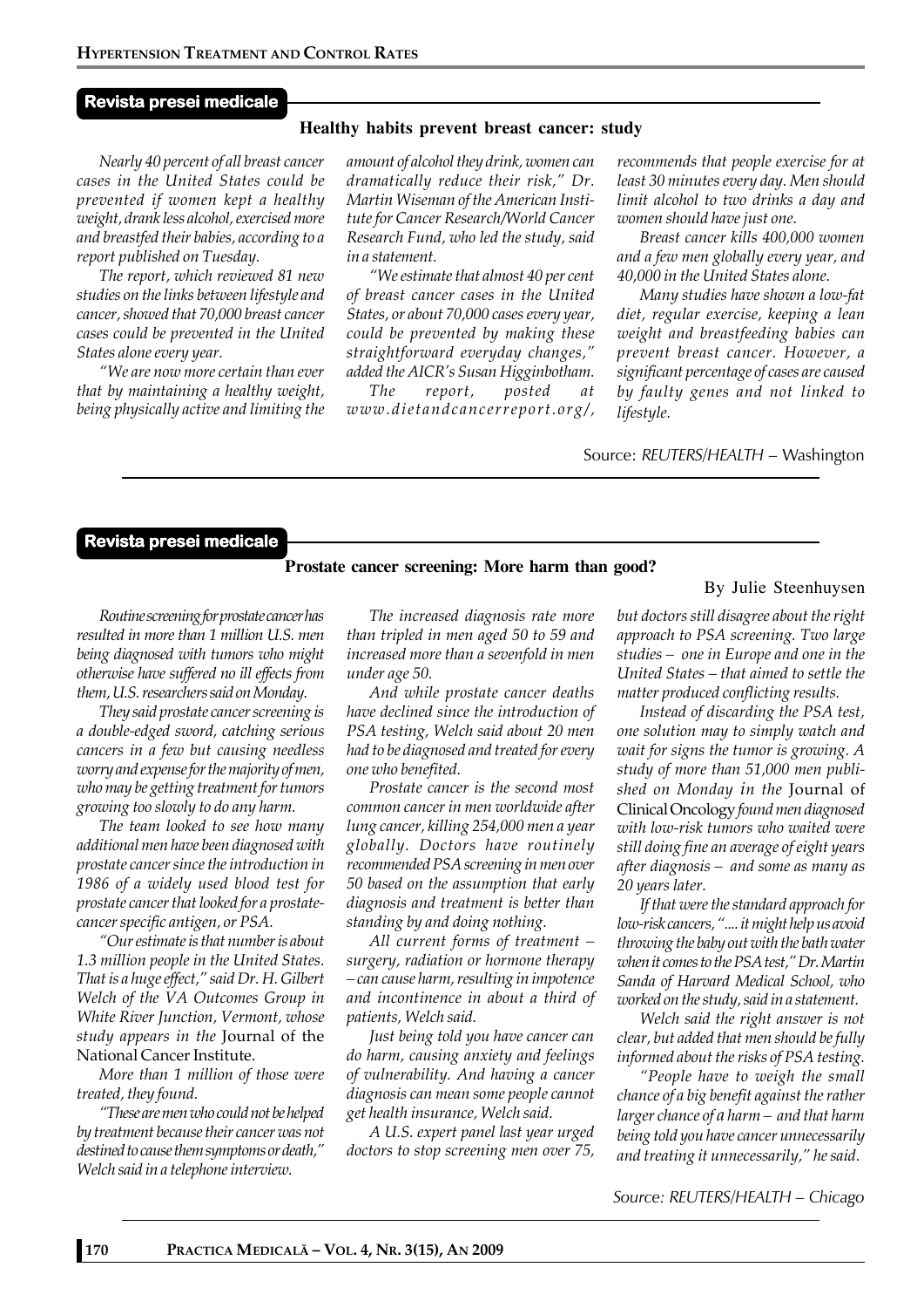## Revista presei medicale

### Healthy habits prevent breast cancer: study

*Nearly 40 percent of all breast cancer cases in the United States could be prevented if women kept a healthy weight, drank less alcohol, exercised more and breastfed their babies, according to a report published on Tuesday.*

*The report, which reviewed 81 new studies on the links between lifestyle and cancer, showed that 70,000 breast cancer cases could be prevented in the United States alone every year.*

*"We are now more certain than ever that by maintaining a healthy weight, being physically active and limiting the amount of alcohol they drink, women can dramatically reduce their risk," Dr. Martin Wiseman of the American Institute for Cancer Research/World Cancer Research Fund, who led the study, said in a statement.*

*"We estimate that almost 40 per cent of breast cancer cases in the United States, or about 70,000 cases every year, could be prevented by making these straightforward everyday changes," added the AICR's Susan Higginbotham.*

*The report, posted at www.dietandcancerreport.org/, recommends that people exercise for at least 30 minutes every day. Men should limit alcohol to two drinks a day and women should have just one.*

*Breast cancer kills 400,000 women and a few men globally every year, and 40,000 in the United States alone.*

*Many studies have shown a low-fat diet, regular exercise, keeping a lean weight and breastfeeding babies can prevent breast cancer. However, a significant percentage of cases are caused by faulty genes and not linked to lifestyle.*

Source: *REUTERS/HEALTH* – Washington

## Revista presei medicale

### Prostate cancer screening: More harm than good?

By Julie Steenhuysen

*Routine screening for prostate cancer has resulted in more than 1 million U.S. men being diagnosed with tumors who might otherwise have suffered no ill effects from them, U.S. researchers said on Monday.*

*They said prostate cancer screening is a double-edged sword, catching serious cancers in a few but causing needless worry and expense for the majority of men, who may be getting treatment for tumors growing too slowly to do any harm.*

*The team looked to see how many additional men have been diagnosed with prostate cancer since the introduction in 1986 of a widely used blood test for prostate cancer that looked for a prostate-cancer specific antigen, or PSA.*

*"Our estimate is that number is about 1.3 million people in the United States. That is a huge effect," said Dr. H. Gilbert Welch of the VA Outcomes Group in White River Junction, Vermont, whose study appears in the* Journal of the National Cancer Institute.

*More than 1 million of those were treated, they found.*

*"These are men who could not be helped by treatment because their cancer was not destined to cause them symptoms or death," Welch said in a telephone interview.*

*The increased diagnosis rate more than tripled in men aged 50 to 59 and increased more than a sevenfold in men under age 50.*

*And while prostate cancer deaths have declined since the introduction of PSA testing, Welch said about 20 men had to be diagnosed and treated for every one who benefited.*

*Prostate cancer is the second most common cancer in men worldwide after lung cancer, killing 254,000 men a year globally. Doctors have routinely recommended PSA screening in men over 50 based on the assumption that early diagnosis and treatment is better than standing by and doing nothing.*

*All current forms of treatment – surgery, radiation or hormone therapy – can cause harm, resulting in impotence and incontinence in about a third of patients, Welch said.*

*Just being told you have cancer can do harm, causing anxiety and feelings of vulnerability. And having a cancer diagnosis can mean some people cannot get health insurance, Welch said.*

*A U.S. expert panel last year urged doctors to stop screening men over 75, but doctors still disagree about the right approach to PSA screening. Two large studies – one in Europe and one in the United States – that aimed to settle the matter produced conflicting results.*

*Instead of discarding the PSA test, one solution may to simply watch and wait for signs the tumor is growing. A study of more than 51,000 men published on Monday in the* Journal of Clinical Oncology *found men diagnosed with low-risk tumors who waited were still doing fine an average of eight years after diagnosis – and some as many as 20 years later.*

*If that were the standard approach for low-risk cancers, ".... it might help us avoid throwing the baby out with the bath water when it comes to the PSA test," Dr. Martin Sanda of Harvard Medical School, who worked on the study, said in a statement.*

*Welch said the right answer is not clear, but added that men should be fully informed about the risks of PSA testing.*

*"People have to weigh the small chance of a big benefit against the rather larger chance of a harm – and that harm being told you have cancer unnecessarily and treating it unnecessarily," he said.*

*Source: REUTERS/HEALTH – Chicago*